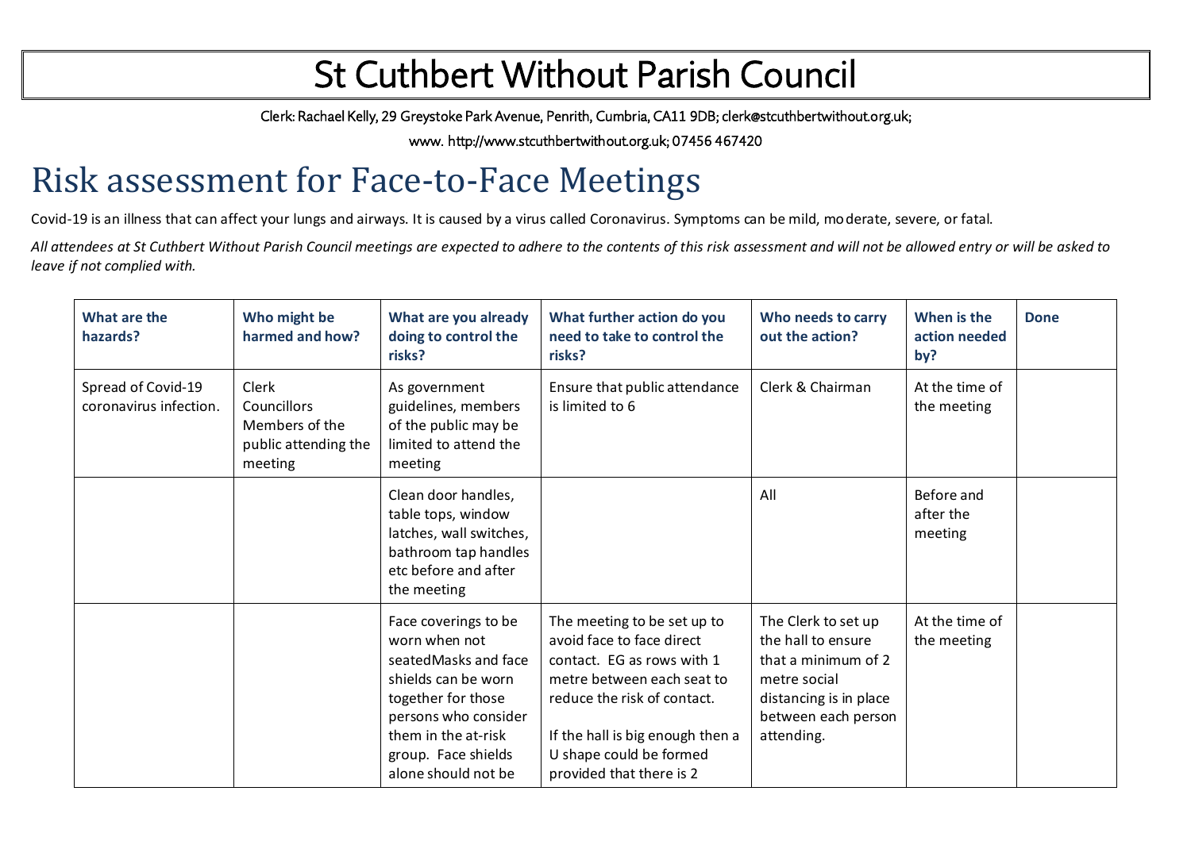# St Cuthbert Without Parish Council

Clerk: Rachael Kelly, 29 Greystoke Park Avenue, Penrith, Cumbria, CA11 9DB; clerk@stcuthbertwithout.org.uk;

www. http://www.stcuthbertwithout.org.uk; 07456 467420

## Risk assessment for Face-to-Face Meetings

Covid-19 is an illness that can affect your lungs and airways. It is caused by a virus called Coronavirus. Symptoms can be mild, moderate, severe, or fatal.

*All attendees at St Cuthbert Without Parish Council meetings are expected to adhere to the contents of this risk assessment and will not be allowed entry or will be asked to leave if not complied with.*

| What are the hazards? | Who might be harmed and how? | What are you already doing to control the risks? | What further action do you need to take to control the risks? | Who needs to carry out the action? | When is the action needed by? | Done |
|---|---|---|---|---|---|---|
| Spread of Covid-19 coronavirus infection. | Clerk<br>Councillors<br>Members of the public attending the meeting | As government guidelines, members of the public may be limited to attend the meeting | Ensure that public attendance is limited to 6 | Clerk & Chairman | At the time of the meeting | |
| | | Clean door handles, table tops, window latches, wall switches, bathroom tap handles etc before and after the meeting | | All | Before and after the meeting | |
| | | Face coverings to be worn when not seatedMasks and face shields can be worn together for those persons who consider them in the at-risk group. Face shields alone should not be | The meeting to be set up to avoid face to face direct contact. EG as rows with 1 metre between each seat to reduce the risk of contact.<br><br>If the hall is big enough then a U shape could be formed provided that there is 2 | The Clerk to set up the hall to ensure that a minimum of 2 metre social distancing is in place between each person attending. | At the time of the meeting | |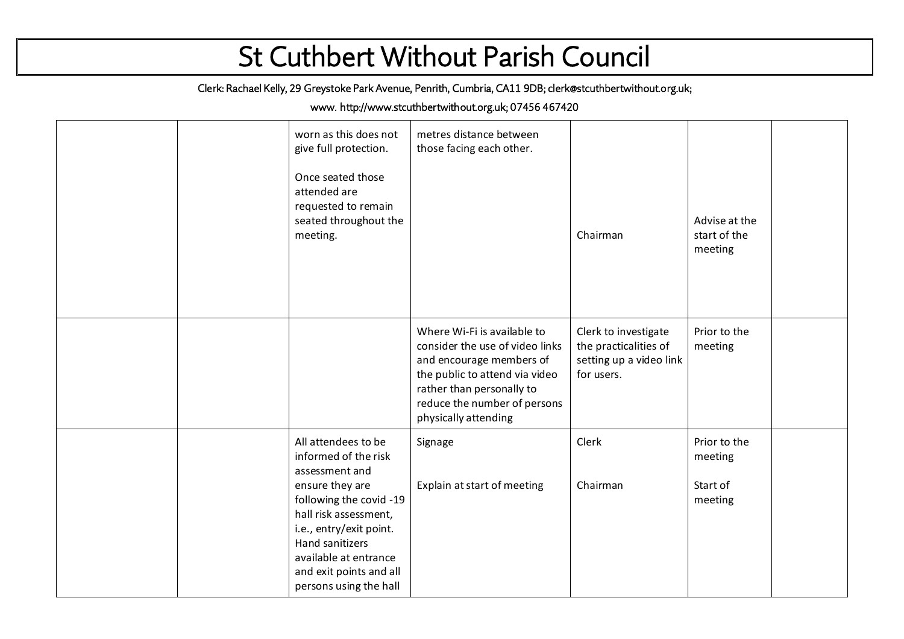# St Cuthbert Without Parish Council

Clerk: Rachael Kelly, 29 Greystoke Park Avenue, Penrith, Cumbria, CA11 9DB; clerk@stcuthbertwithout.org.uk;

www. http://www.stcuthbertwithout.org.uk; 07456 467420

| | | | | | | |
|---|---|---|---|---|---|---|
| | | worn as this does not give full protection.<br><br>Once seated those attended are requested to remain seated throughout the meeting. | metres distance between those facing each other. | Chairman | Advise at the start of the meeting | |
| | | | Where Wi-Fi is available to consider the use of video links and encourage members of the public to attend via video rather than personally to reduce the number of persons physically attending | Clerk to investigate the practicalities of setting up a video link for users. | Prior to the meeting | |
| | | All attendees to be informed of the risk assessment and ensure they are following the covid -19 hall risk assessment, i.e., entry/exit point. Hand sanitizers available at entrance and exit points and all persons using the hall | Signage<br><br>Explain at start of meeting | Clerk<br><br>Chairman | Prior to the meeting<br><br>Start of meeting | |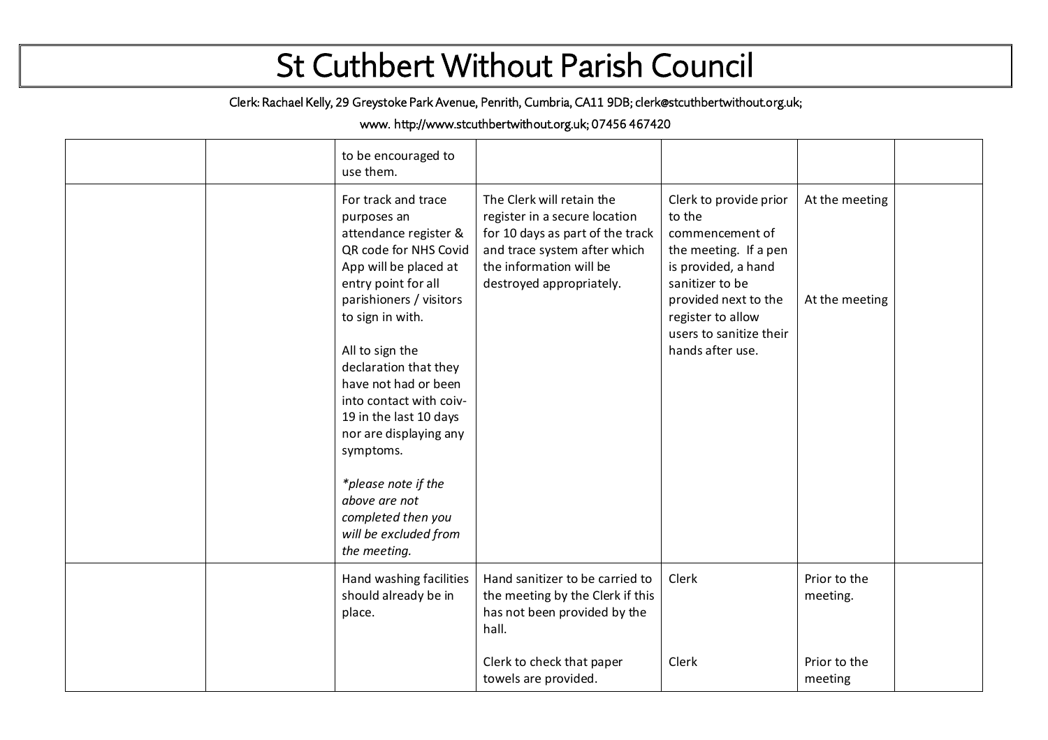# St Cuthbert Without Parish Council

Clerk: Rachael Kelly, 29 Greystoke Park Avenue, Penrith, Cumbria, CA11 9DB; clerk@stcuthbertwithout.org.uk;

www. http://www.stcuthbertwithout.org.uk; 07456 467420

| | | | | | | |
|---|---|---|---|---|---|---|
| | | to be encouraged to use them. | | | | |
| | | For track and trace purposes an attendance register & QR code for NHS Covid App will be placed at entry point for all parishioners / visitors to sign in with.<br><br>All to sign the declaration that they have not had or been into contact with coiv-19 in the last 10 days nor are displaying any symptoms.<br><br>*\*please note if the above are not completed then you will be excluded from the meeting.* | The Clerk will retain the register in a secure location for 10 days as part of the track and trace system after which the information will be destroyed appropriately. | Clerk to provide prior to the commencement of the meeting. If a pen is provided, a hand sanitizer to be provided next to the register to allow users to sanitize their hands after use. | At the meeting<br><br>At the meeting | |
| | | Hand washing facilities should already be in place. | Hand sanitizer to be carried to the meeting by the Clerk if this has not been provided by the hall.<br><br>Clerk to check that paper towels are provided. | Clerk<br><br>Clerk | Prior to the meeting.<br><br>Prior to the meeting | |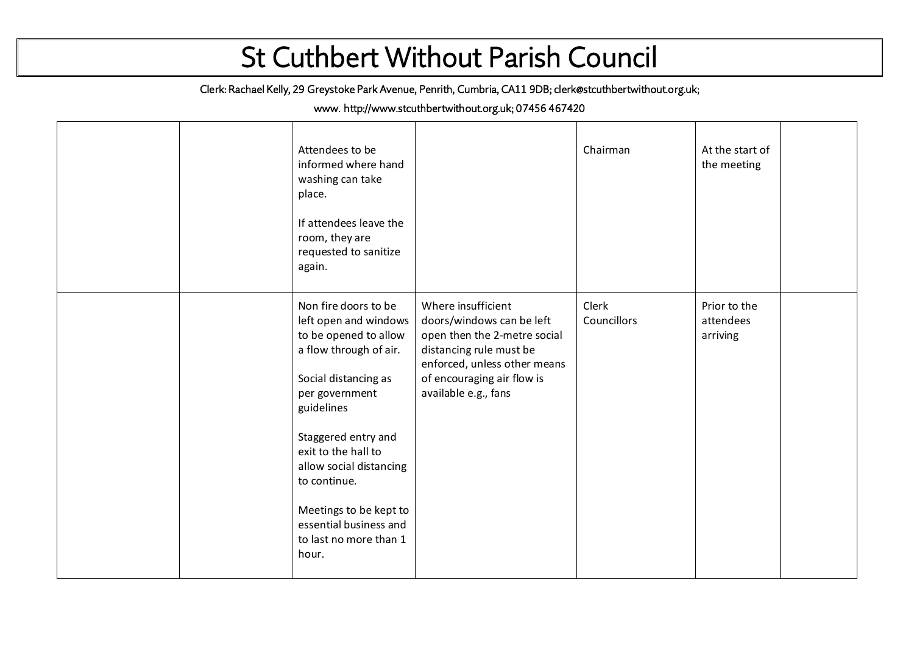# St Cuthbert Without Parish Council

Clerk: Rachael Kelly, 29 Greystoke Park Avenue, Penrith, Cumbria, CA11 9DB; clerk@stcuthbertwithout.org.uk;

www. http://www.stcuthbertwithout.org.uk; 07456 467420

| | | | | | | |
|---|---|---|---|---|---|---|
| | | Attendees to be informed where hand washing can take place.<br><br>If attendees leave the room, they are requested to sanitize again. | | Chairman | At the start of the meeting | |
| | | Non fire doors to be left open and windows to be opened to allow a flow through of air.<br><br>Social distancing as per government guidelines<br><br>Staggered entry and exit to the hall to allow social distancing to continue.<br><br>Meetings to be kept to essential business and to last no more than 1 hour. | Where insufficient doors/windows can be left open then the 2-metre social distancing rule must be enforced, unless other means of encouraging air flow is available e.g., fans | Clerk<br>Councillors | Prior to the attendees arriving | |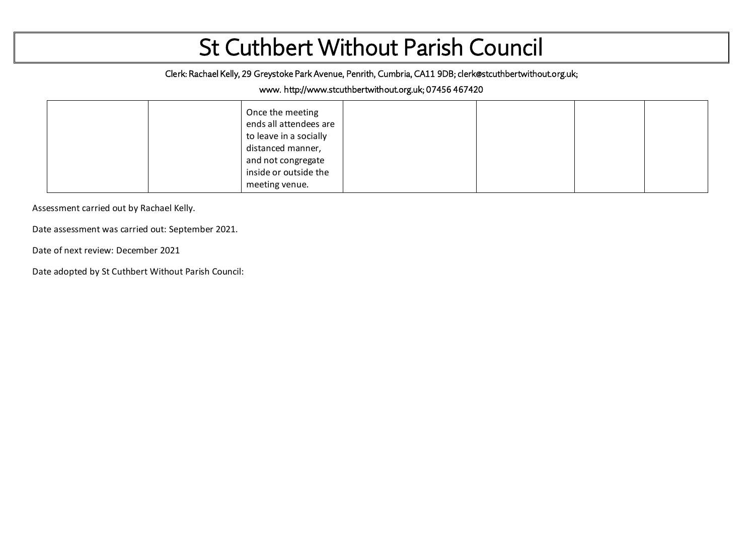# St Cuthbert Without Parish Council

Clerk: Rachael Kelly, 29 Greystoke Park Avenue, Penrith, Cumbria, CA11 9DB; clerk@stcuthbertwithout.org.uk;

www. http://www.stcuthbertwithout.org.uk; 07456 467420

| | | | | | | |
|---|---|---|---|---|---|---|
| | | Once the meeting ends all attendees are to leave in a socially distanced manner, and not congregate inside or outside the meeting venue. | | | | |

Assessment carried out by Rachael Kelly.

Date assessment was carried out: September 2021.

Date of next review: December 2021

Date adopted by St Cuthbert Without Parish Council: